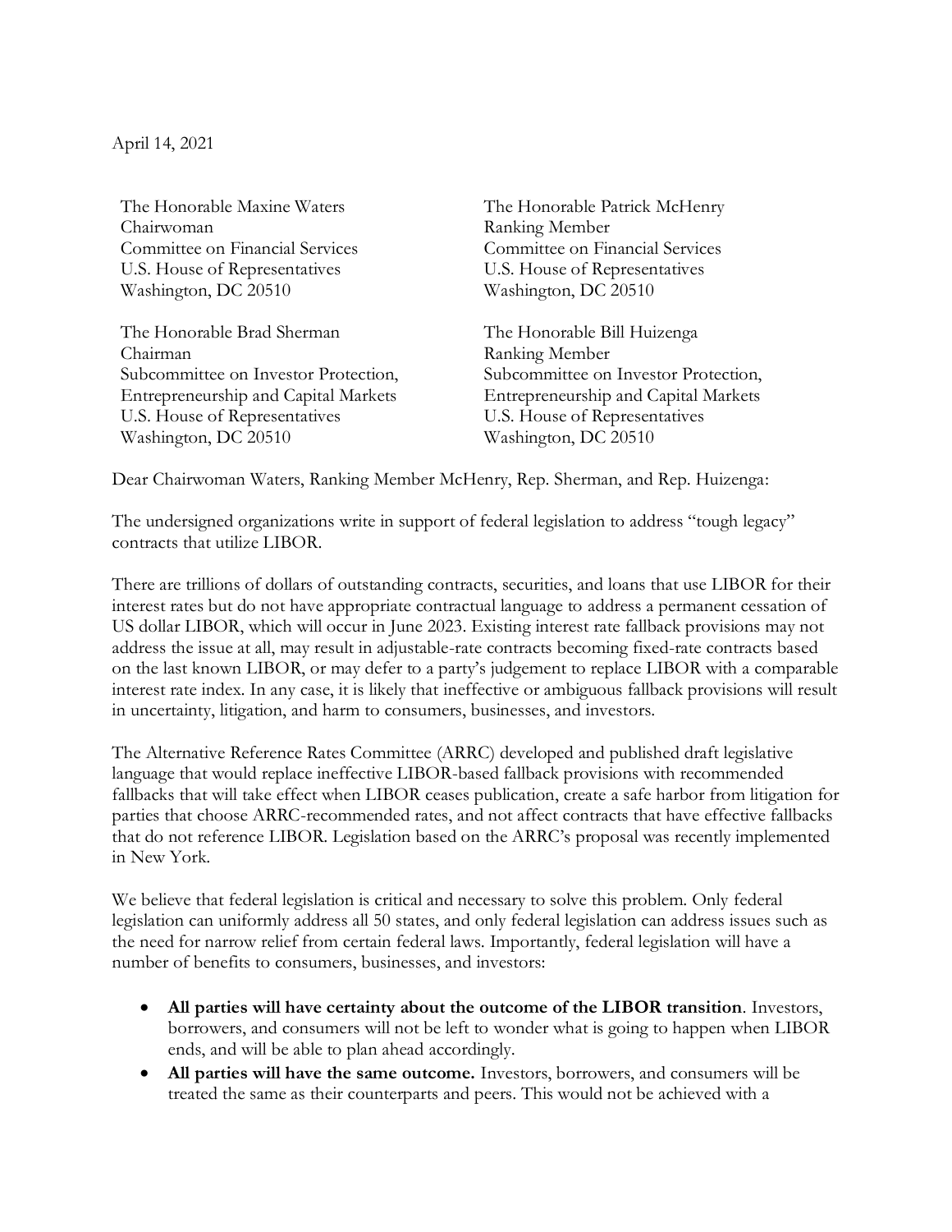April 14, 2021

The Honorable Maxine Waters
Chairwoman
Committee on Financial Services
U.S. House of Representatives
Washington, DC 20510

The Honorable Patrick McHenry
Ranking Member
Committee on Financial Services
U.S. House of Representatives
Washington, DC 20510

The Honorable Brad Sherman
Chairman
Subcommittee on Investor Protection, Entrepreneurship and Capital Markets
U.S. House of Representatives
Washington, DC 20510

The Honorable Bill Huizenga
Ranking Member
Subcommittee on Investor Protection, Entrepreneurship and Capital Markets
U.S. House of Representatives
Washington, DC 20510

Dear Chairwoman Waters, Ranking Member McHenry, Rep. Sherman, and Rep. Huizenga:

The undersigned organizations write in support of federal legislation to address "tough legacy" contracts that utilize LIBOR.

There are trillions of dollars of outstanding contracts, securities, and loans that use LIBOR for their interest rates but do not have appropriate contractual language to address a permanent cessation of US dollar LIBOR, which will occur in June 2023. Existing interest rate fallback provisions may not address the issue at all, may result in adjustable-rate contracts becoming fixed-rate contracts based on the last known LIBOR, or may defer to a party's judgement to replace LIBOR with a comparable interest rate index. In any case, it is likely that ineffective or ambiguous fallback provisions will result in uncertainty, litigation, and harm to consumers, businesses, and investors.

The Alternative Reference Rates Committee (ARRC) developed and published draft legislative language that would replace ineffective LIBOR-based fallback provisions with recommended fallbacks that will take effect when LIBOR ceases publication, create a safe harbor from litigation for parties that choose ARRC-recommended rates, and not affect contracts that have effective fallbacks that do not reference LIBOR. Legislation based on the ARRC's proposal was recently implemented in New York.

We believe that federal legislation is critical and necessary to solve this problem. Only federal legislation can uniformly address all 50 states, and only federal legislation can address issues such as the need for narrow relief from certain federal laws. Importantly, federal legislation will have a number of benefits to consumers, businesses, and investors:

- **All parties will have certainty about the outcome of the LIBOR transition**. Investors, borrowers, and consumers will not be left to wonder what is going to happen when LIBOR ends, and will be able to plan ahead accordingly.
- **All parties will have the same outcome.** Investors, borrowers, and consumers will be treated the same as their counterparts and peers. This would not be achieved with a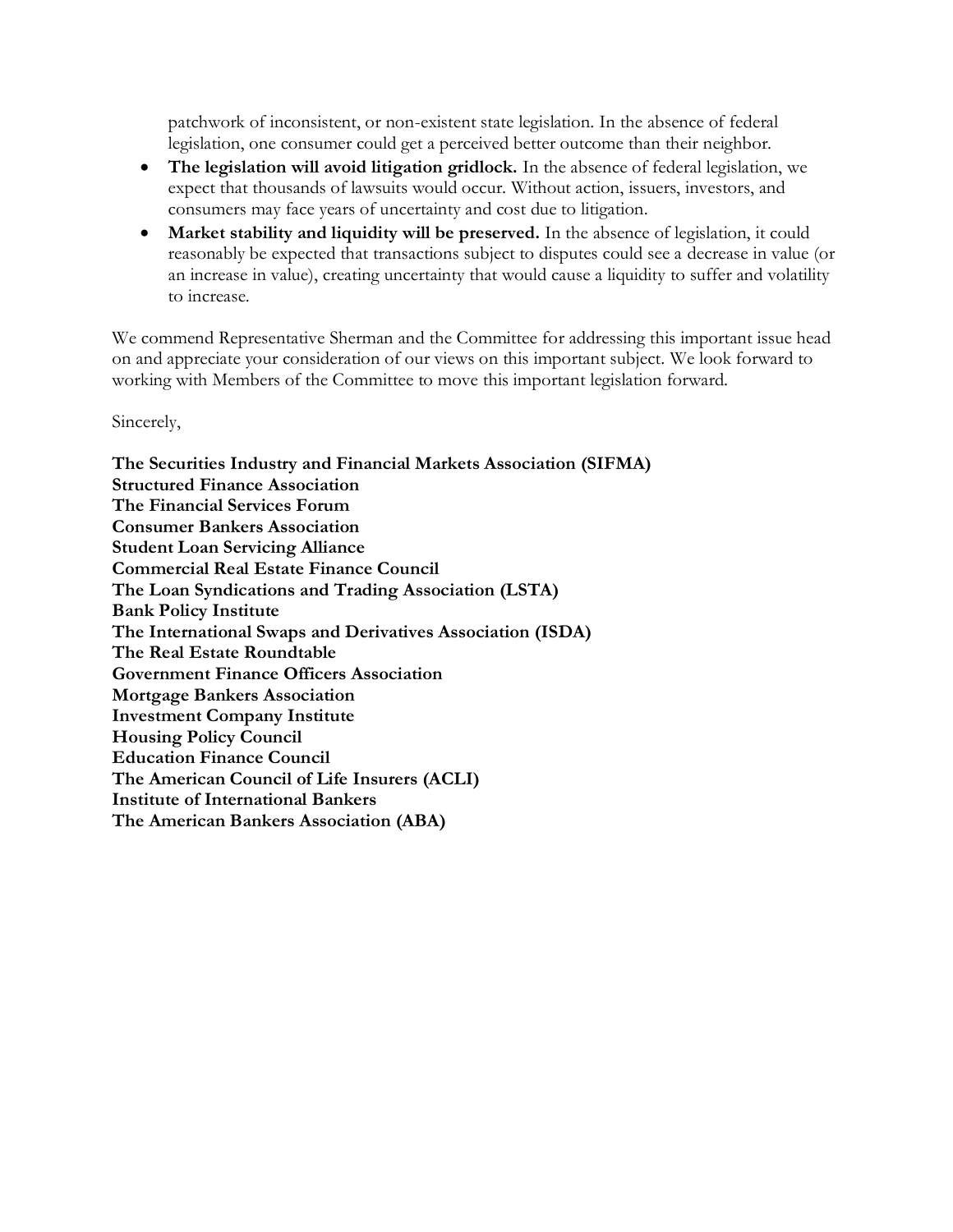patchwork of inconsistent, or non-existent state legislation. In the absence of federal legislation, one consumer could get a perceived better outcome than their neighbor.

- **The legislation will avoid litigation gridlock.** In the absence of federal legislation, we expect that thousands of lawsuits would occur. Without action, issuers, investors, and consumers may face years of uncertainty and cost due to litigation.
- **Market stability and liquidity will be preserved.** In the absence of legislation, it could reasonably be expected that transactions subject to disputes could see a decrease in value (or an increase in value), creating uncertainty that would cause a liquidity to suffer and volatility to increase.

We commend Representative Sherman and the Committee for addressing this important issue head on and appreciate your consideration of our views on this important subject. We look forward to working with Members of the Committee to move this important legislation forward.

Sincerely,

**The Securities Industry and Financial Markets Association (SIFMA)**
**Structured Finance Association**
**The Financial Services Forum**
**Consumer Bankers Association**
**Student Loan Servicing Alliance**
**Commercial Real Estate Finance Council**
**The Loan Syndications and Trading Association (LSTA)**
**Bank Policy Institute**
**The International Swaps and Derivatives Association (ISDA)**
**The Real Estate Roundtable**
**Government Finance Officers Association**
**Mortgage Bankers Association**
**Investment Company Institute**
**Housing Policy Council**
**Education Finance Council**
**The American Council of Life Insurers (ACLI)**
**Institute of International Bankers**
**The American Bankers Association (ABA)**